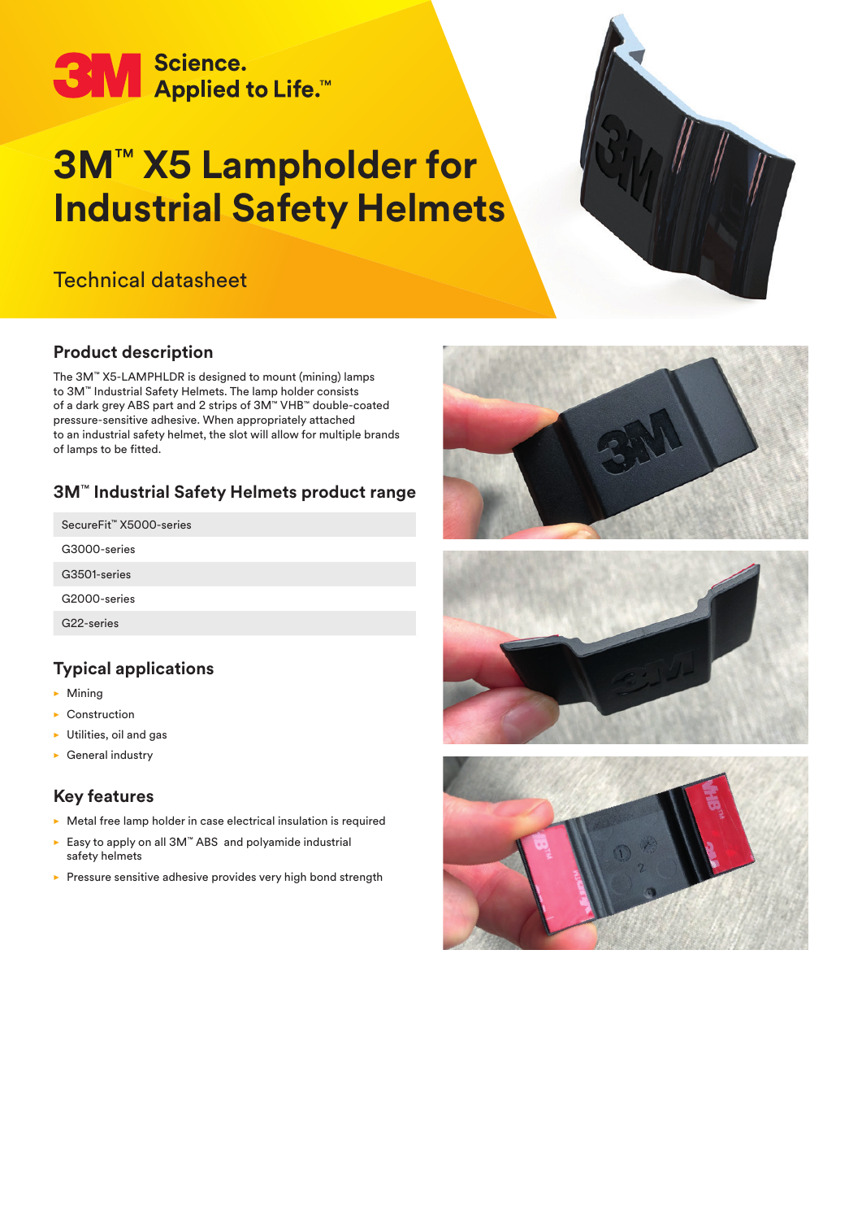3M Science. Applied to Life.™

# 3M™ X5 Lampholder for Industrial Safety Helmets

Technical datasheet

## Product description

The 3M™ X5-LAMPHLDR is designed to mount (mining) lamps to 3M™ Industrial Safety Helmets. The lamp holder consists of a dark grey ABS part and 2 strips of 3M™ VHB™ double-coated pressure-sensitive adhesive. When appropriately attached to an industrial safety helmet, the slot will allow for multiple brands of lamps to be fitted.

## 3M™ Industrial Safety Helmets product range

| |
|---|
| SecureFit™ X5000-series |
| G3000-series |
| G3501-series |
| G2000-series |
| G22-series |

## Typical applications

- Mining
- Construction
- Utilities, oil and gas
- General industry

## Key features

- Metal free lamp holder in case electrical insulation is required
- Easy to apply on all 3M™ ABS and polyamide industrial safety helmets
- Pressure sensitive adhesive provides very high bond strength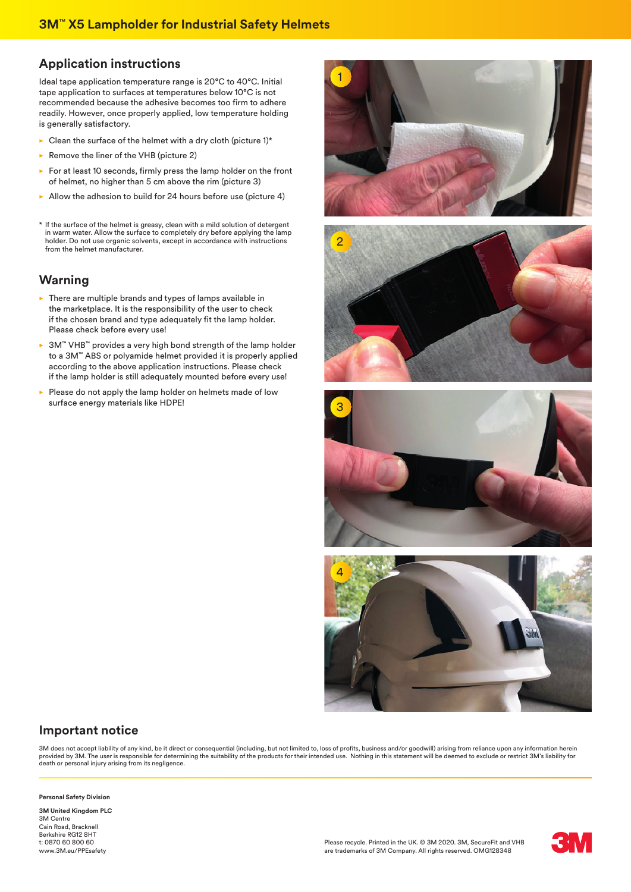# 3M™ X5 Lampholder for Industrial Safety Helmets

## Application instructions

Ideal tape application temperature range is 20°C to 40°C. Initial tape application to surfaces at temperatures below 10°C is not recommended because the adhesive becomes too firm to adhere readily. However, once properly applied, low temperature holding is generally satisfactory.

- Clean the surface of the helmet with a dry cloth (picture 1)*
- Remove the liner of the VHB (picture 2)
- For at least 10 seconds, firmly press the lamp holder on the front of helmet, no higher than 5 cm above the rim (picture 3)
- Allow the adhesion to build for 24 hours before use (picture 4)

\* If the surface of the helmet is greasy, clean with a mild solution of detergent in warm water. Allow the surface to completely dry before applying the lamp holder. Do not use organic solvents, except in accordance with instructions from the helmet manufacturer.

## Warning

- There are multiple brands and types of lamps available in the marketplace. It is the responsibility of the user to check if the chosen brand and type adequately fit the lamp holder. Please check before every use!
- 3M™ VHB™ provides a very high bond strength of the lamp holder to a 3M™ ABS or polyamide helmet provided it is properly applied according to the above application instructions. Please check if the lamp holder is still adequately mounted before every use!
- Please do not apply the lamp holder on helmets made of low surface energy materials like HDPE!

1

2

3

4

## Important notice

3M does not accept liability of any kind, be it direct or consequential (including, but not limited to, loss of profits, business and/or goodwill) arising from reliance upon any information herein provided by 3M. The user is responsible for determining the suitability of the products for their intended use. Nothing in this statement will be deemed to exclude or restrict 3M's liability for death or personal injury arising from its negligence.

**Personal Safety Division**

**3M United Kingdom PLC**
3M Centre
Cain Road, Bracknell
Berkshire RG12 8HT
t: 0870 60 800 60
www.3M.eu/PPEsafety

Please recycle. Printed in the UK. © 3M 2020. 3M, SecureFit and VHB are trademarks of 3M Company. All rights reserved. OMG128348